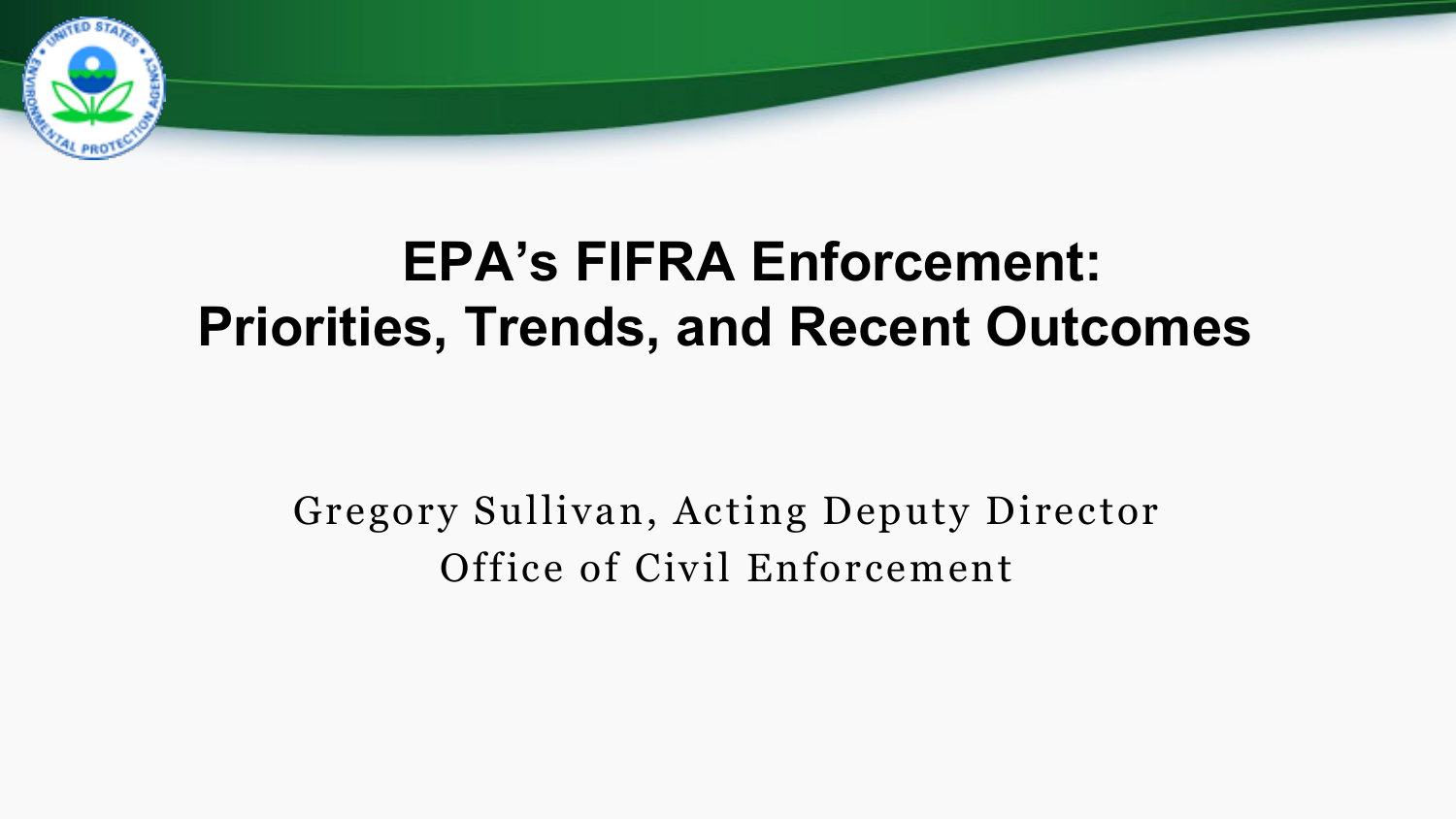# EPA's FIFRA Enforcement: Priorities, Trends, and Recent Outcomes

Gregory Sullivan, Acting Deputy Director
Office of Civil Enforcement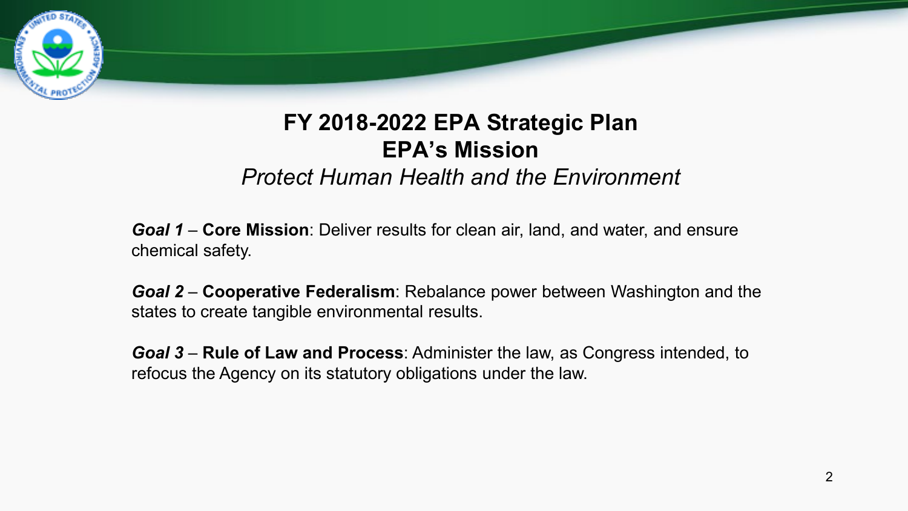# FY 2018-2022 EPA Strategic Plan

## EPA's Mission

*Protect Human Health and the Environment*

***Goal 1*** – **Core Mission**: Deliver results for clean air, land, and water, and ensure chemical safety.

***Goal 2*** – **Cooperative Federalism**: Rebalance power between Washington and the states to create tangible environmental results.

***Goal 3*** – **Rule of Law and Process**: Administer the law, as Congress intended, to refocus the Agency on its statutory obligations under the law.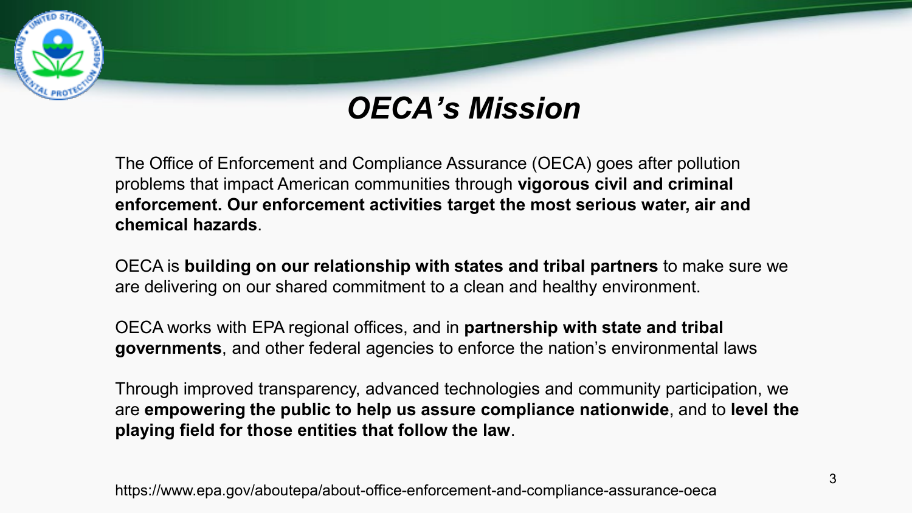# *OECA's Mission*

The Office of Enforcement and Compliance Assurance (OECA) goes after pollution problems that impact American communities through **vigorous civil and criminal enforcement. Our enforcement activities target the most serious water, air and chemical hazards**.

OECA is **building on our relationship with states and tribal partners** to make sure we are delivering on our shared commitment to a clean and healthy environment.

OECA works with EPA regional offices, and in **partnership with state and tribal governments**, and other federal agencies to enforce the nation's environmental laws

Through improved transparency, advanced technologies and community participation, we are **empowering the public to help us assure compliance nationwide**, and to **level the playing field for those entities that follow the law**.

https://www.epa.gov/aboutepa/about-office-enforcement-and-compliance-assurance-oeca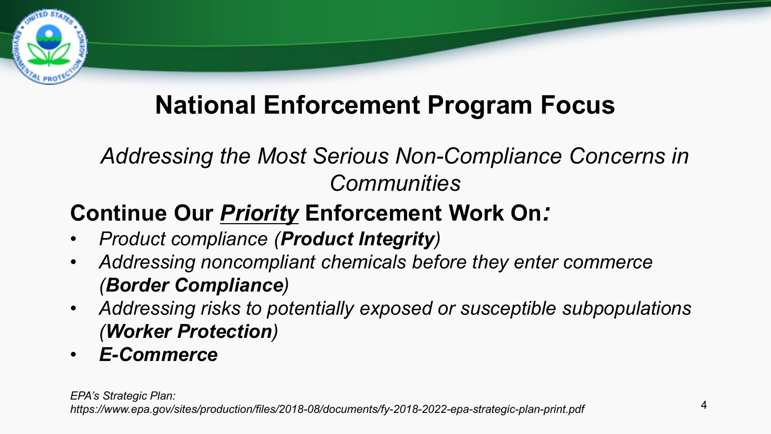# National Enforcement Program Focus

*Addressing the Most Serious Non-Compliance Concerns in Communities*

## Continue Our ***Priority*** Enforcement Work On*:*

- *Product compliance (**Product Integrity**)*
- *Addressing noncompliant chemicals before they enter commerce (**Border Compliance**)*
- *Addressing risks to potentially exposed or susceptible subpopulations (**Worker Protection**)*
- ***E-Commerce***

*EPA's Strategic Plan: https://www.epa.gov/sites/production/files/2018-08/documents/fy-2018-2022-epa-strategic-plan-print.pdf*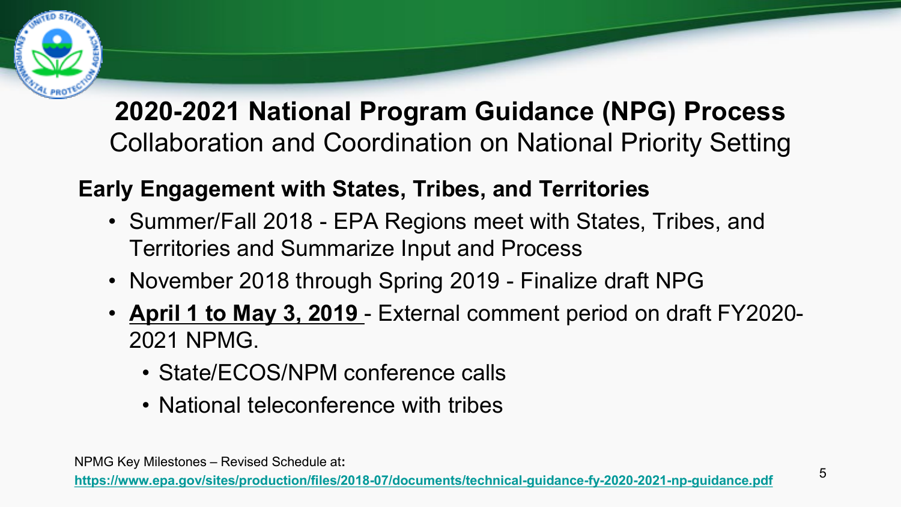# 2020-2021 National Program Guidance (NPG) Process

Collaboration and Coordination on National Priority Setting

## Early Engagement with States, Tribes, and Territories

- Summer/Fall 2018 - EPA Regions meet with States, Tribes, and Territories and Summarize Input and Process
- November 2018 through Spring 2019 - Finalize draft NPG
- **April 1 to May 3, 2019** - External comment period on draft FY2020-2021 NPMG.
  - State/ECOS/NPM conference calls
  - National teleconference with tribes

NPMG Key Milestones – Revised Schedule at:
**https://www.epa.gov/sites/production/files/2018-07/documents/technical-guidance-fy-2020-2021-np-guidance.pdf**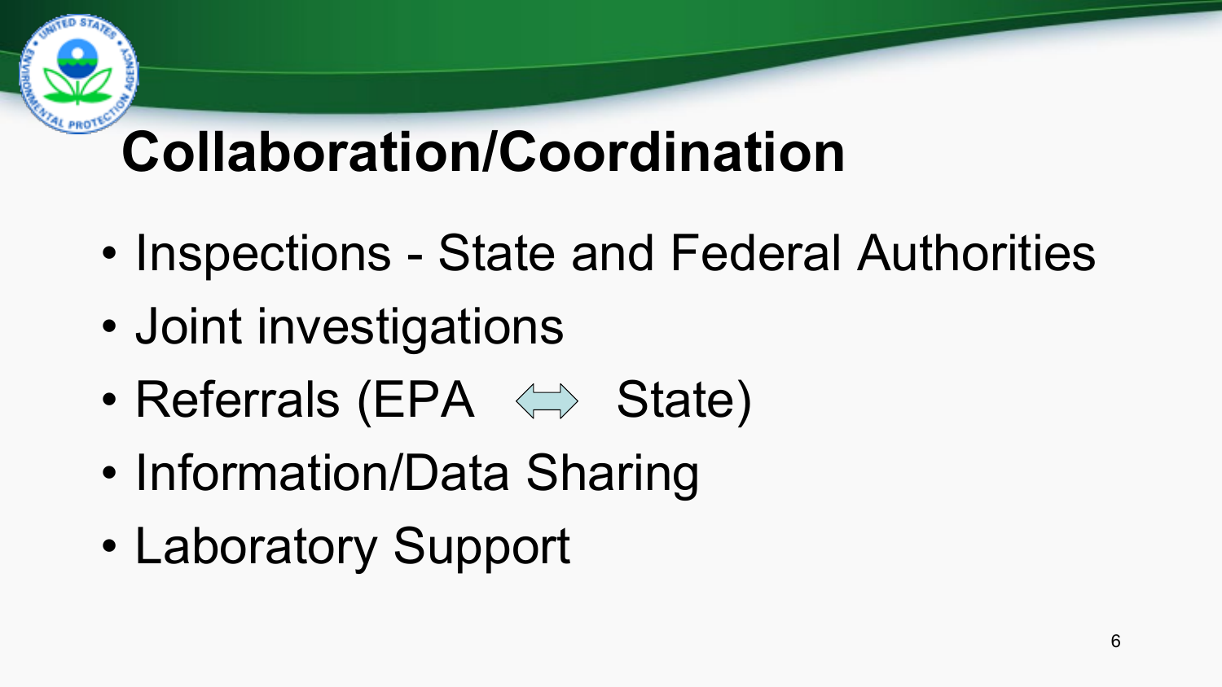# Collaboration/Coordination

- Inspections - State and Federal Authorities
- Joint investigations
- Referrals (EPA ⇔ State)
- Information/Data Sharing
- Laboratory Support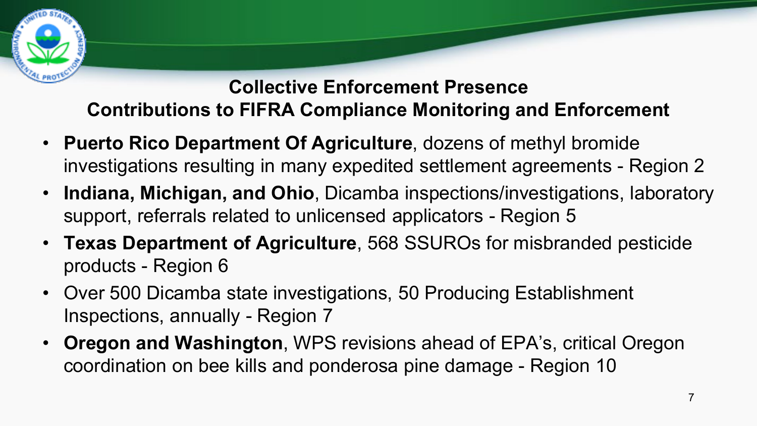## Collective Enforcement Presence

## Contributions to FIFRA Compliance Monitoring and Enforcement

- **Puerto Rico Department Of Agriculture**, dozens of methyl bromide investigations resulting in many expedited settlement agreements - Region 2
- **Indiana, Michigan, and Ohio**, Dicamba inspections/investigations, laboratory support, referrals related to unlicensed applicators - Region 5
- **Texas Department of Agriculture**, 568 SSUROs for misbranded pesticide products - Region 6
- Over 500 Dicamba state investigations, 50 Producing Establishment Inspections, annually - Region 7
- **Oregon and Washington**, WPS revisions ahead of EPA's, critical Oregon coordination on bee kills and ponderosa pine damage - Region 10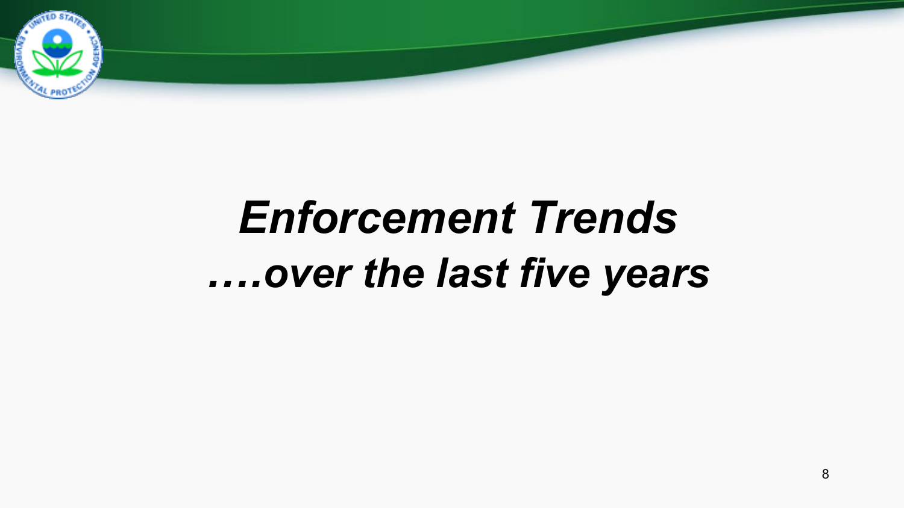# *Enforcement Trends*
# *….over the last five years*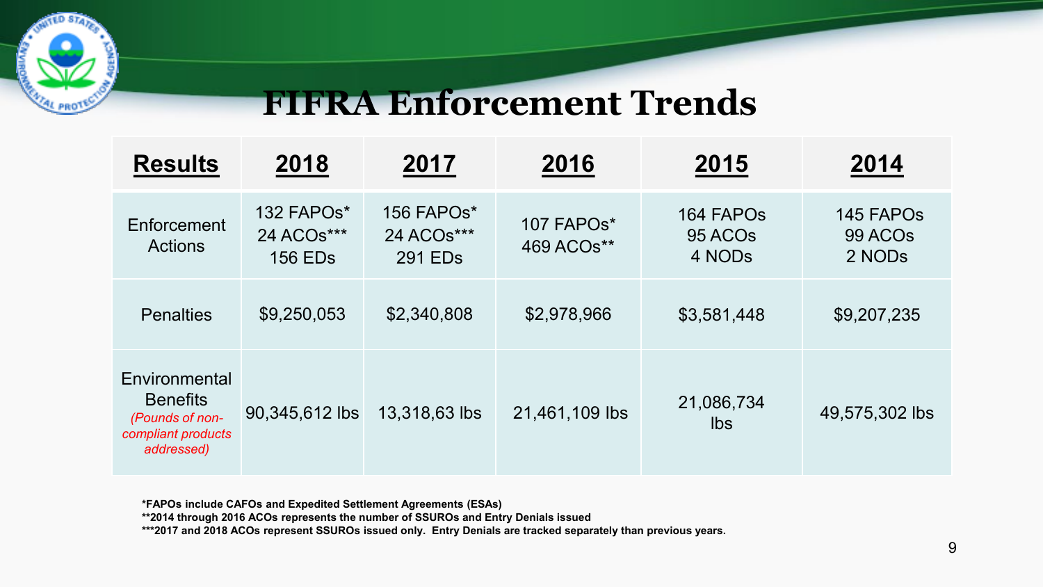# FIFRA Enforcement Trends

| Results | 2018 | 2017 | 2016 | 2015 | 2014 |
|---|---|---|---|---|---|
| Enforcement Actions | 132 FAPOs*<br>24 ACOs***<br>156 EDs | 156 FAPOs*<br>24 ACOs***<br>291 EDs | 107 FAPOs*<br>469 ACOs** | 164 FAPOs<br>95 ACOs<br>4 NODs | 145 FAPOs<br>99 ACOs<br>2 NODs |
| Penalties | $9,250,053 | $2,340,808 | $2,978,966 | $3,581,448 | $9,207,235 |
| Environmental Benefits *(Pounds of non-compliant products addressed)* | 90,345,612 lbs | 13,318,63 lbs | 21,461,109 lbs | 21,086,734 lbs | 49,575,302 lbs |

**\*FAPOs include CAFOs and Expedited Settlement Agreements (ESAs)**

**\*\*2014 through 2016 ACOs represents the number of SSUROs and Entry Denials issued**

**\*\*\*2017 and 2018 ACOs represent SSUROs issued only. Entry Denials are tracked separately than previous years.**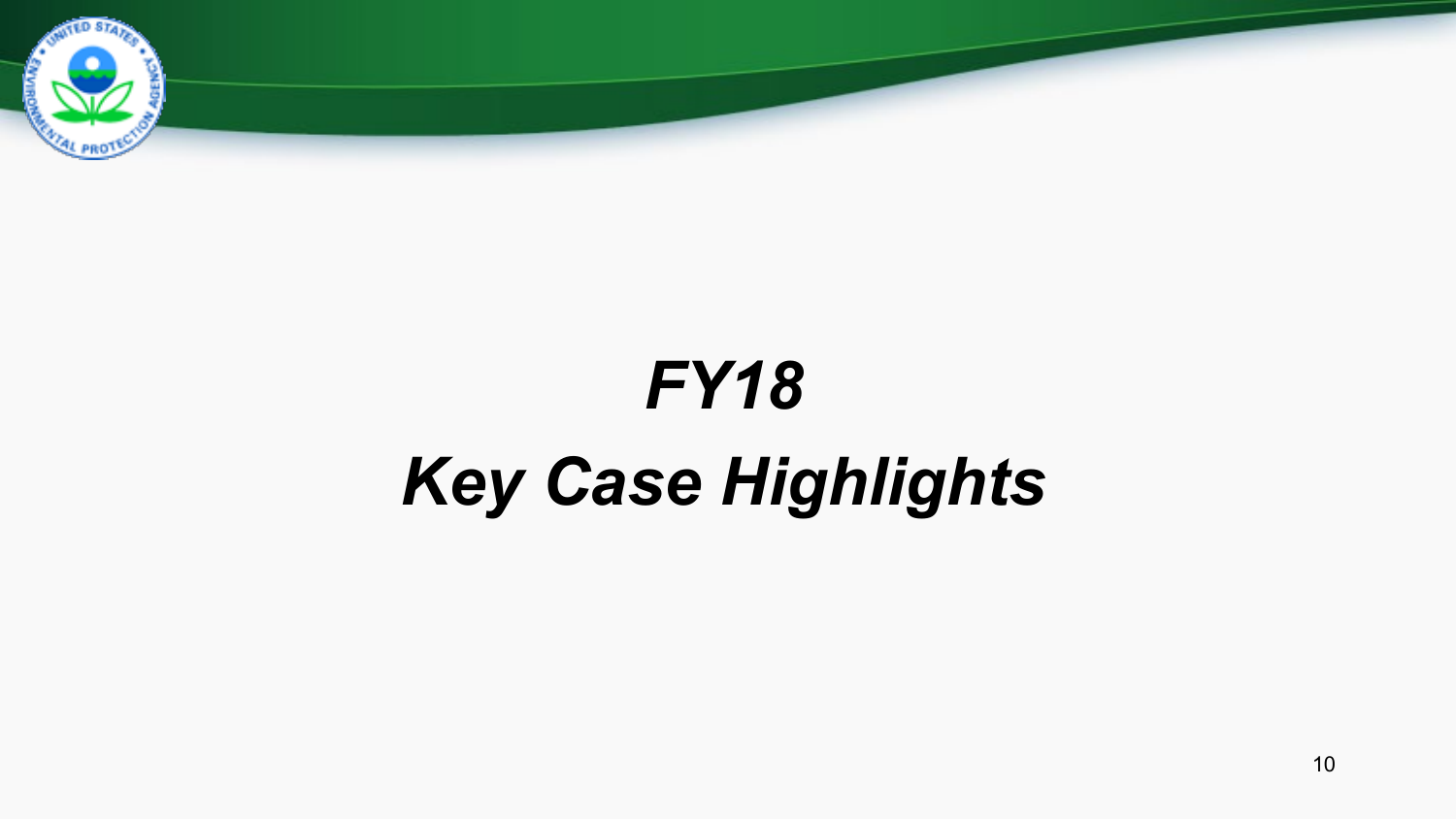# *FY18*

# *Key Case Highlights*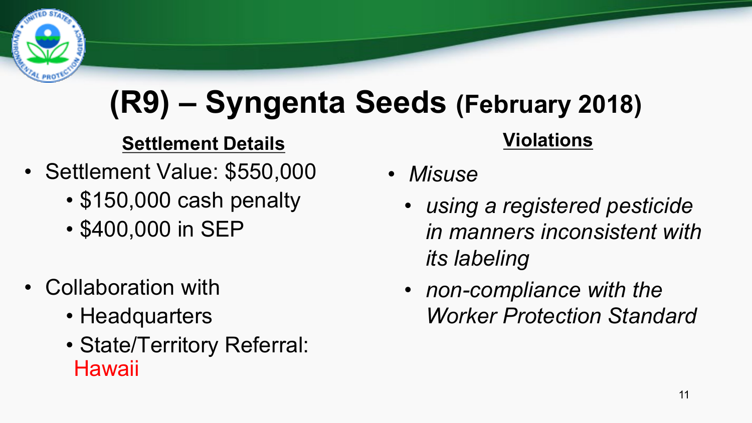# (R9) – Syngenta Seeds (February 2018)

**Settlement Details**

- Settlement Value: $550,000
  - $150,000 cash penalty
  - $400,000 in SEP
- Collaboration with
  - Headquarters
  - State/Territory Referral: Hawaii

**Violations**

- *Misuse*
  - *using a registered pesticide in manners inconsistent with its labeling*
  - *non-compliance with the Worker Protection Standard*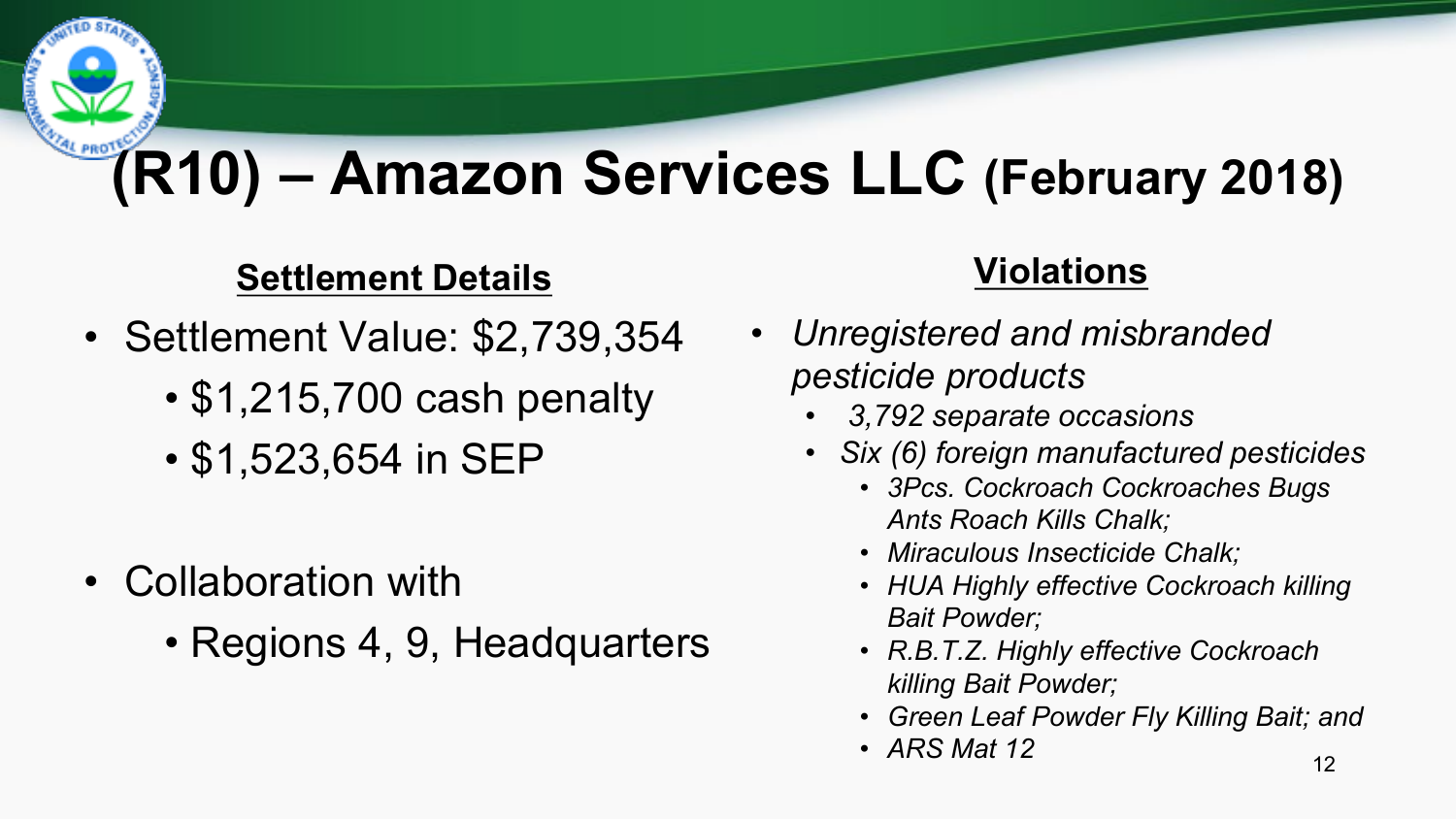# (R10) – Amazon Services LLC (February 2018)

**Settlement Details**

- Settlement Value: $2,739,354
  - $1,215,700 cash penalty
  - $1,523,654 in SEP
- Collaboration with
  - Regions 4, 9, Headquarters

**Violations**

- *Unregistered and misbranded pesticide products*
  - *3,792 separate occasions*
  - *Six (6) foreign manufactured pesticides*
    - *3Pcs. Cockroach Cockroaches Bugs Ants Roach Kills Chalk;*
    - *Miraculous Insecticide Chalk;*
    - *HUA Highly effective Cockroach killing Bait Powder;*
    - *R.B.T.Z. Highly effective Cockroach killing Bait Powder;*
    - *Green Leaf Powder Fly Killing Bait; and*
    - *ARS Mat 12*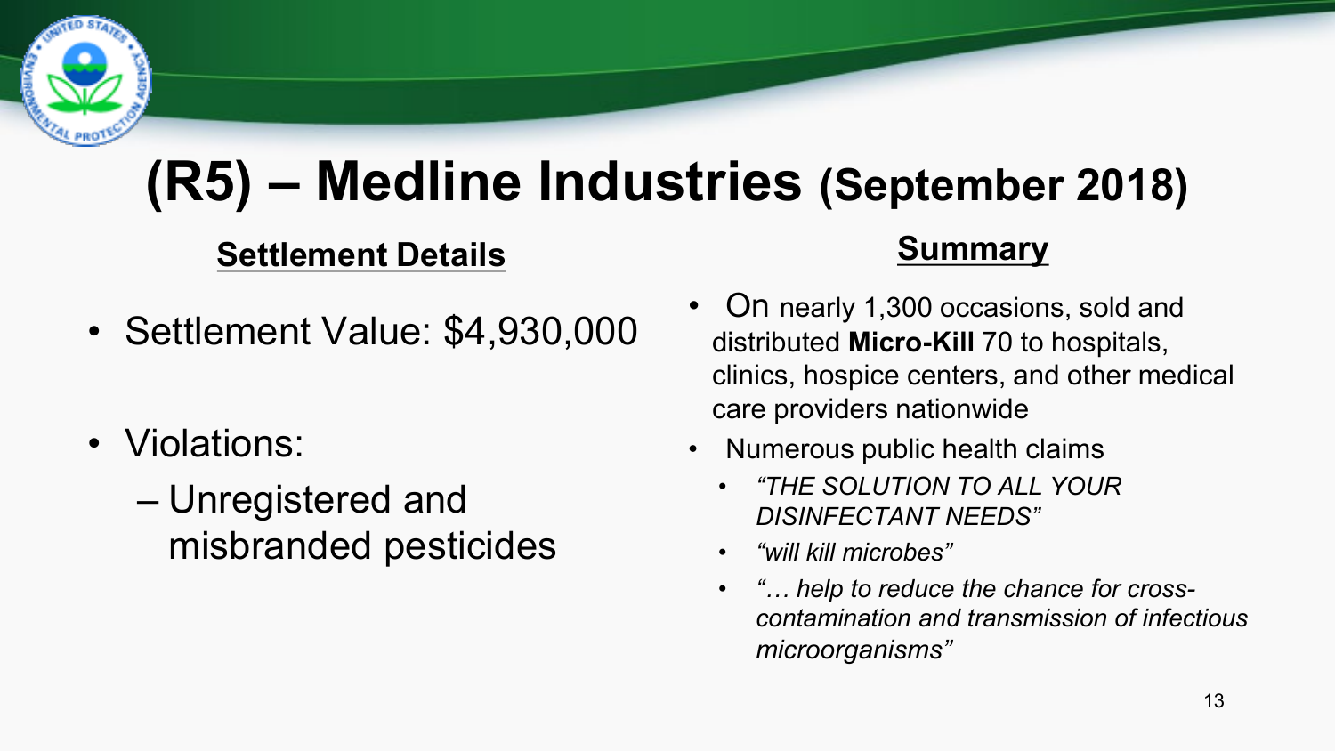# (R5) – Medline Industries (September 2018)

## Settlement Details

- Settlement Value: $4,930,000
- Violations:
  - Unregistered and misbranded pesticides

## Summary

- On nearly 1,300 occasions, sold and distributed **Micro-Kill** 70 to hospitals, clinics, hospice centers, and other medical care providers nationwide
- Numerous public health claims
  - *"THE SOLUTION TO ALL YOUR DISINFECTANT NEEDS"*
  - *"will kill microbes"*
  - *"… help to reduce the chance for cross-contamination and transmission of infectious microorganisms"*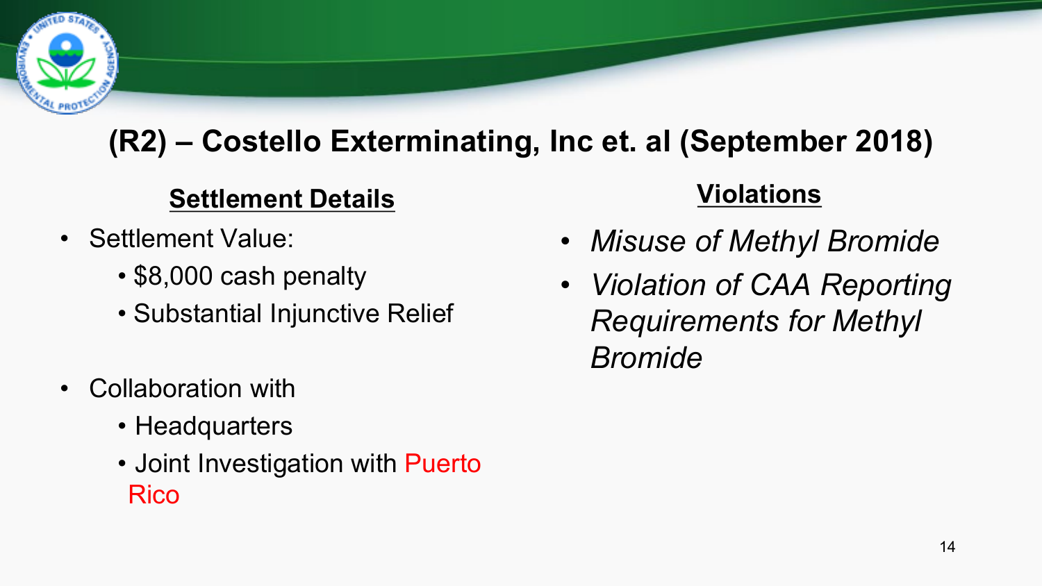# (R2) – Costello Exterminating, Inc et. al (September 2018)

## Settlement Details

- Settlement Value:
  - $8,000 cash penalty
  - Substantial Injunctive Relief
- Collaboration with
  - Headquarters
  - Joint Investigation with Puerto Rico

## Violations

- *Misuse of Methyl Bromide*
- *Violation of CAA Reporting Requirements for Methyl Bromide*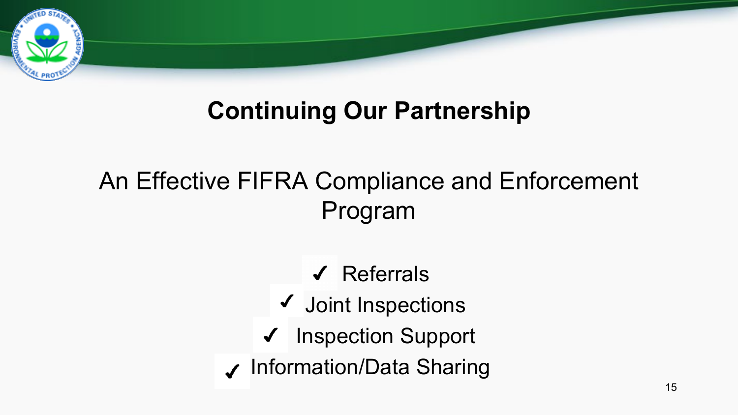# Continuing Our Partnership

## An Effective FIFRA Compliance and Enforcement Program

- ✓ Referrals
- ✓ Joint Inspections
- ✓ Inspection Support
- ✓ Information/Data Sharing